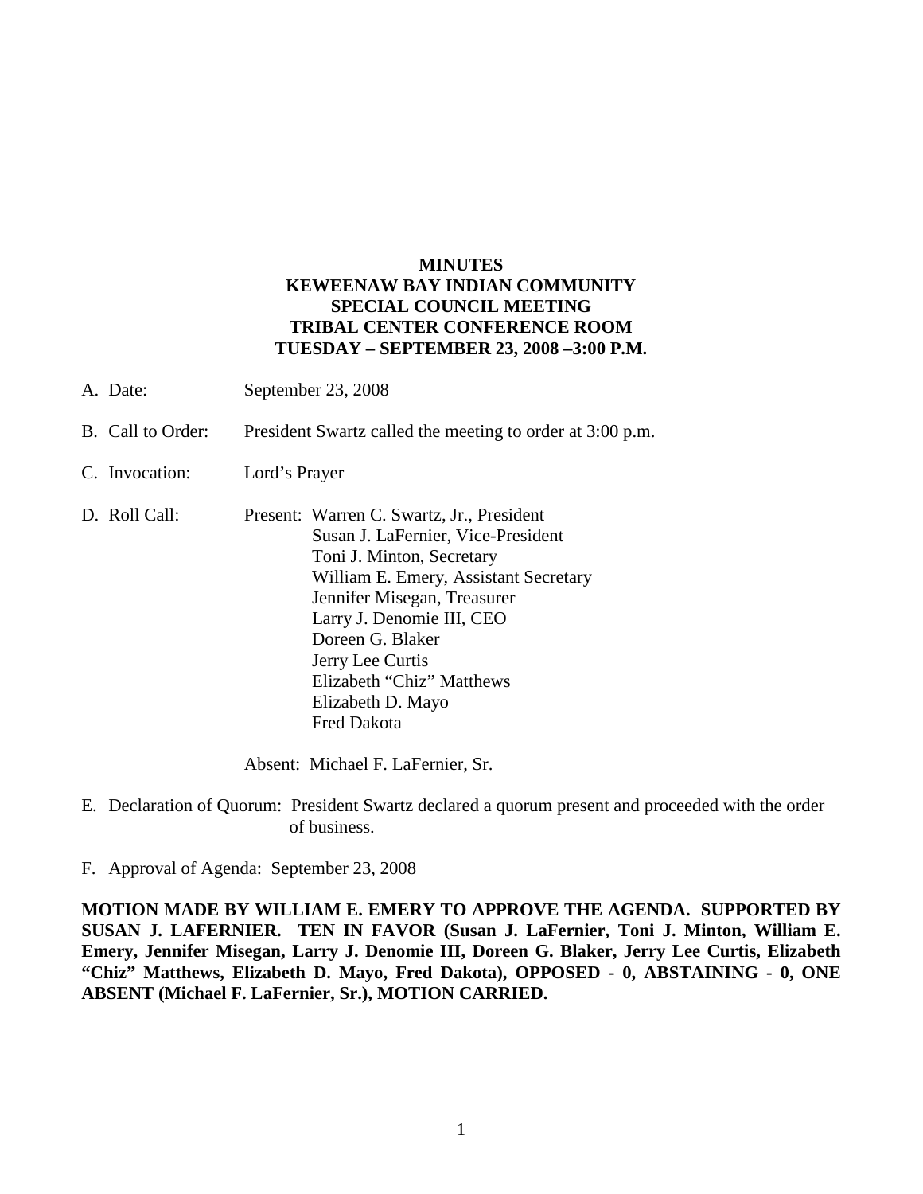# MINUTES
# KEWEENAW BAY INDIAN COMMUNITY
# SPECIAL COUNCIL MEETING
# TRIBAL CENTER CONFERENCE ROOM
# TUESDAY – SEPTEMBER 23, 2008 –3:00 P.M.

A. Date: September 23, 2008

B. Call to Order: President Swartz called the meeting to order at 3:00 p.m.

C. Invocation: Lord's Prayer

D. Roll Call: Present: Warren C. Swartz, Jr., President
Susan J. LaFernier, Vice-President
Toni J. Minton, Secretary
William E. Emery, Assistant Secretary
Jennifer Misegan, Treasurer
Larry J. Denomie III, CEO
Doreen G. Blaker
Jerry Lee Curtis
Elizabeth "Chiz" Matthews
Elizabeth D. Mayo
Fred Dakota

Absent: Michael F. LaFernier, Sr.

E. Declaration of Quorum: President Swartz declared a quorum present and proceeded with the order of business.

F. Approval of Agenda: September 23, 2008

**MOTION MADE BY WILLIAM E. EMERY TO APPROVE THE AGENDA. SUPPORTED BY SUSAN J. LAFERNIER. TEN IN FAVOR (Susan J. LaFernier, Toni J. Minton, William E. Emery, Jennifer Misegan, Larry J. Denomie III, Doreen G. Blaker, Jerry Lee Curtis, Elizabeth "Chiz" Matthews, Elizabeth D. Mayo, Fred Dakota), OPPOSED - 0, ABSTAINING - 0, ONE ABSENT (Michael F. LaFernier, Sr.), MOTION CARRIED.**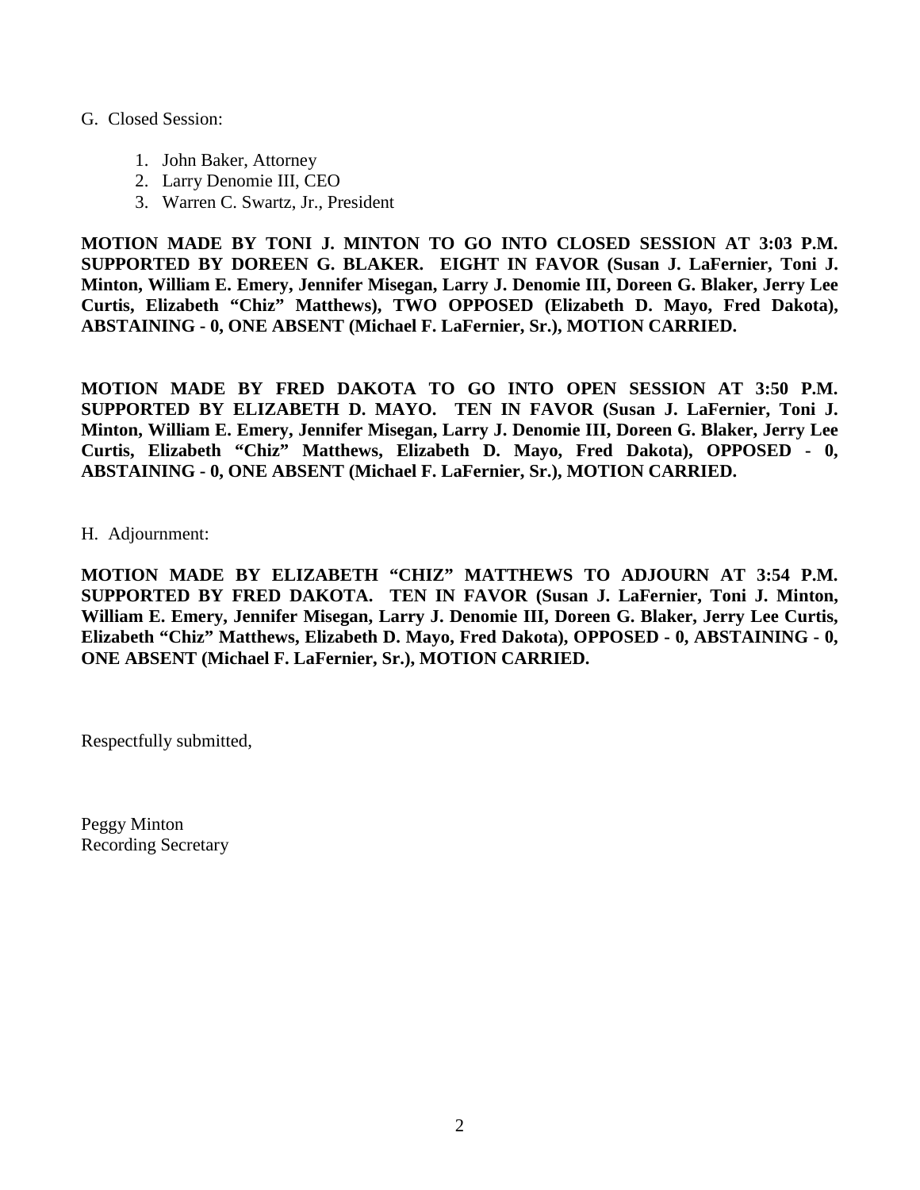G. Closed Session:

1. John Baker, Attorney
2. Larry Denomie III, CEO
3. Warren C. Swartz, Jr., President

**MOTION MADE BY TONI J. MINTON TO GO INTO CLOSED SESSION AT 3:03 P.M. SUPPORTED BY DOREEN G. BLAKER. EIGHT IN FAVOR (Susan J. LaFernier, Toni J. Minton, William E. Emery, Jennifer Misegan, Larry J. Denomie III, Doreen G. Blaker, Jerry Lee Curtis, Elizabeth "Chiz" Matthews), TWO OPPOSED (Elizabeth D. Mayo, Fred Dakota), ABSTAINING - 0, ONE ABSENT (Michael F. LaFernier, Sr.), MOTION CARRIED.**

**MOTION MADE BY FRED DAKOTA TO GO INTO OPEN SESSION AT 3:50 P.M. SUPPORTED BY ELIZABETH D. MAYO. TEN IN FAVOR (Susan J. LaFernier, Toni J. Minton, William E. Emery, Jennifer Misegan, Larry J. Denomie III, Doreen G. Blaker, Jerry Lee Curtis, Elizabeth "Chiz" Matthews, Elizabeth D. Mayo, Fred Dakota), OPPOSED - 0, ABSTAINING - 0, ONE ABSENT (Michael F. LaFernier, Sr.), MOTION CARRIED.**

H. Adjournment:

**MOTION MADE BY ELIZABETH "CHIZ" MATTHEWS TO ADJOURN AT 3:54 P.M. SUPPORTED BY FRED DAKOTA. TEN IN FAVOR (Susan J. LaFernier, Toni J. Minton, William E. Emery, Jennifer Misegan, Larry J. Denomie III, Doreen G. Blaker, Jerry Lee Curtis, Elizabeth "Chiz" Matthews, Elizabeth D. Mayo, Fred Dakota), OPPOSED - 0, ABSTAINING - 0, ONE ABSENT (Michael F. LaFernier, Sr.), MOTION CARRIED.**

Respectfully submitted,

Peggy Minton
Recording Secretary